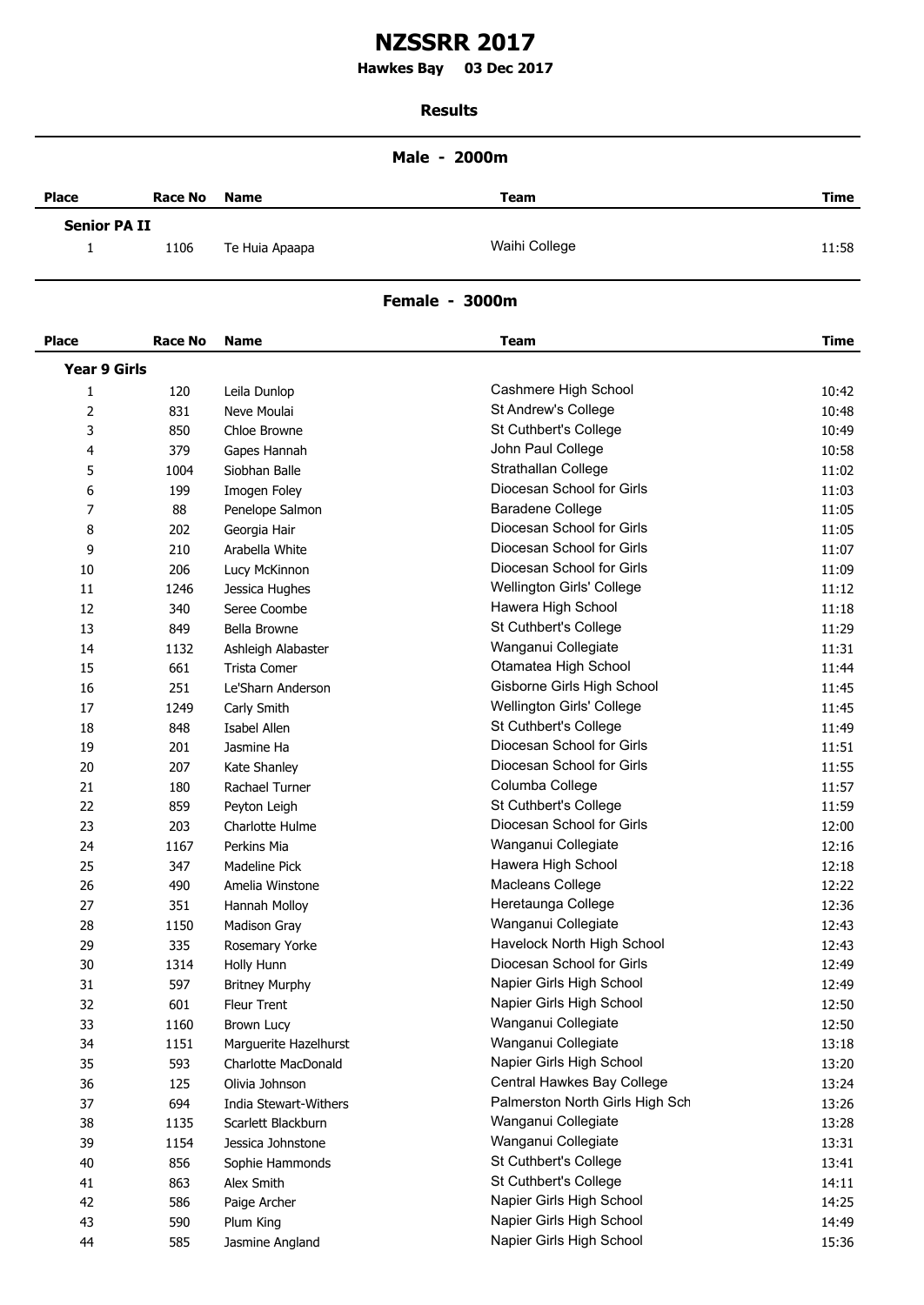# NZSSRR 2017

**Hawkes Bay 03 Dec 2017**

**Results**

## Male - 2000m

| Place | Race No | Name | Team | Time |
|---|---|---|---|---|
| **Senior PA II** | | | | |
| 1 | 1106 | Te Huia Apaapa | Waihi College | 11:58 |

## Female - 3000m

| Place | Race No | Name | Team | Time |
|---|---|---|---|---|
| **Year 9 Girls** | | | | |
| 1 | 120 | Leila Dunlop | Cashmere High School | 10:42 |
| 2 | 831 | Neve Moulai | St Andrew's College | 10:48 |
| 3 | 850 | Chloe Browne | St Cuthbert's College | 10:49 |
| 4 | 379 | Gapes Hannah | John Paul College | 10:58 |
| 5 | 1004 | Siobhan Balle | Strathallan College | 11:02 |
| 6 | 199 | Imogen Foley | Diocesan School for Girls | 11:03 |
| 7 | 88 | Penelope Salmon | Baradene College | 11:05 |
| 8 | 202 | Georgia Hair | Diocesan School for Girls | 11:05 |
| 9 | 210 | Arabella White | Diocesan School for Girls | 11:07 |
| 10 | 206 | Lucy McKinnon | Diocesan School for Girls | 11:09 |
| 11 | 1246 | Jessica Hughes | Wellington Girls' College | 11:12 |
| 12 | 340 | Seree Coombe | Hawera High School | 11:18 |
| 13 | 849 | Bella Browne | St Cuthbert's College | 11:29 |
| 14 | 1132 | Ashleigh Alabaster | Wanganui Collegiate | 11:31 |
| 15 | 661 | Trista Comer | Otamatea High School | 11:44 |
| 16 | 251 | Le'Sharn Anderson | Gisborne Girls High School | 11:45 |
| 17 | 1249 | Carly Smith | Wellington Girls' College | 11:45 |
| 18 | 848 | Isabel Allen | St Cuthbert's College | 11:49 |
| 19 | 201 | Jasmine Ha | Diocesan School for Girls | 11:51 |
| 20 | 207 | Kate Shanley | Diocesan School for Girls | 11:55 |
| 21 | 180 | Rachael Turner | Columba College | 11:57 |
| 22 | 859 | Peyton Leigh | St Cuthbert's College | 11:59 |
| 23 | 203 | Charlotte Hulme | Diocesan School for Girls | 12:00 |
| 24 | 1167 | Perkins Mia | Wanganui Collegiate | 12:16 |
| 25 | 347 | Madeline Pick | Hawera High School | 12:18 |
| 26 | 490 | Amelia Winstone | Macleans College | 12:22 |
| 27 | 351 | Hannah Molloy | Heretaunga College | 12:36 |
| 28 | 1150 | Madison Gray | Wanganui Collegiate | 12:43 |
| 29 | 335 | Rosemary Yorke | Havelock North High School | 12:43 |
| 30 | 1314 | Holly Hunn | Diocesan School for Girls | 12:49 |
| 31 | 597 | Britney Murphy | Napier Girls High School | 12:49 |
| 32 | 601 | Fleur Trent | Napier Girls High School | 12:50 |
| 33 | 1160 | Brown Lucy | Wanganui Collegiate | 12:50 |
| 34 | 1151 | Marguerite Hazelhurst | Wanganui Collegiate | 13:18 |
| 35 | 593 | Charlotte MacDonald | Napier Girls High School | 13:20 |
| 36 | 125 | Olivia Johnson | Central Hawkes Bay College | 13:24 |
| 37 | 694 | India Stewart-Withers | Palmerston North Girls High Sch | 13:26 |
| 38 | 1135 | Scarlett Blackburn | Wanganui Collegiate | 13:28 |
| 39 | 1154 | Jessica Johnstone | Wanganui Collegiate | 13:31 |
| 40 | 856 | Sophie Hammonds | St Cuthbert's College | 13:41 |
| 41 | 863 | Alex Smith | St Cuthbert's College | 14:11 |
| 42 | 586 | Paige Archer | Napier Girls High School | 14:25 |
| 43 | 590 | Plum King | Napier Girls High School | 14:49 |
| 44 | 585 | Jasmine Angland | Napier Girls High School | 15:36 |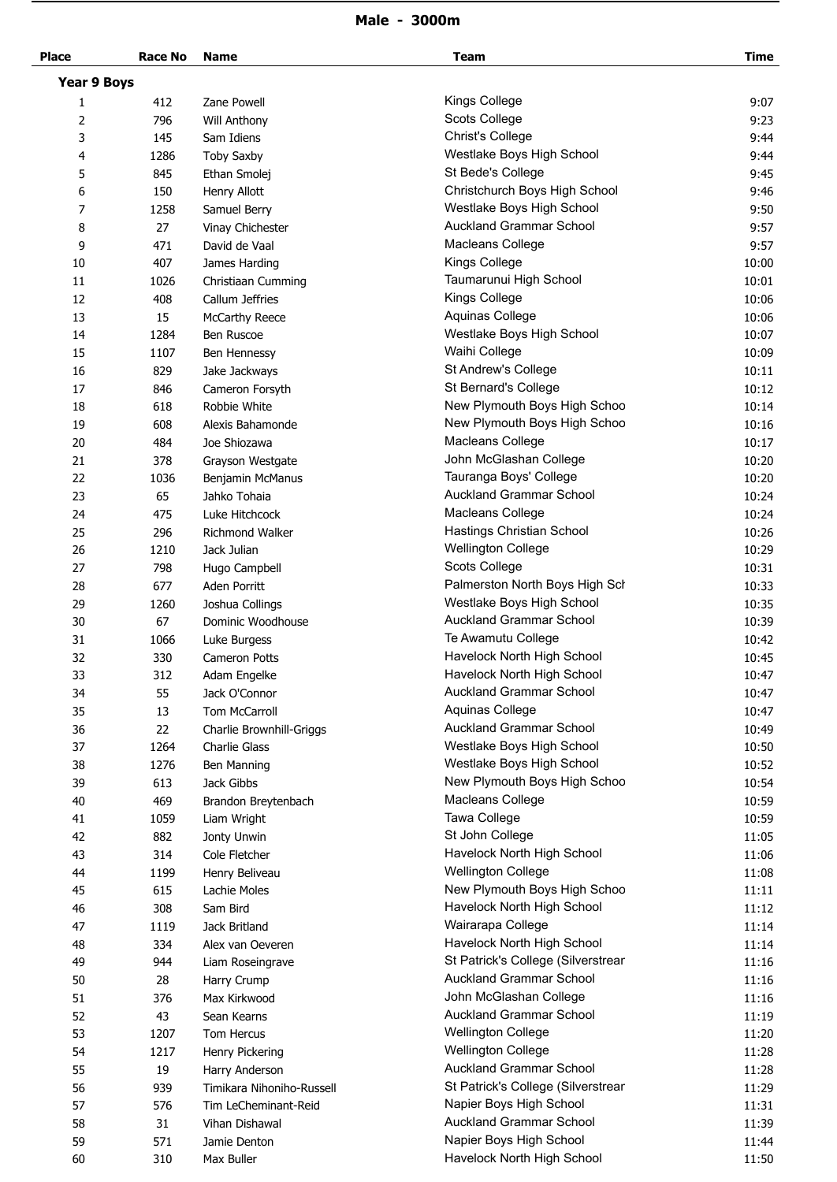## Male - 3000m

| Place | Race No | Name | Team | Time |
|---|---|---|---|---|
| **Year 9 Boys** | | | | |
| 1 | 412 | Zane Powell | Kings College | 9:07 |
| 2 | 796 | Will Anthony | Scots College | 9:23 |
| 3 | 145 | Sam Idiens | Christ's College | 9:44 |
| 4 | 1286 | Toby Saxby | Westlake Boys High School | 9:44 |
| 5 | 845 | Ethan Smolej | St Bede's College | 9:45 |
| 6 | 150 | Henry Allott | Christchurch Boys High School | 9:46 |
| 7 | 1258 | Samuel Berry | Westlake Boys High School | 9:50 |
| 8 | 27 | Vinay Chichester | Auckland Grammar School | 9:57 |
| 9 | 471 | David de Vaal | Macleans College | 9:57 |
| 10 | 407 | James Harding | Kings College | 10:00 |
| 11 | 1026 | Christiaan Cumming | Taumarunui High School | 10:01 |
| 12 | 408 | Callum Jeffries | Kings College | 10:06 |
| 13 | 15 | McCarthy Reece | Aquinas College | 10:06 |
| 14 | 1284 | Ben Ruscoe | Westlake Boys High School | 10:07 |
| 15 | 1107 | Ben Hennessy | Waihi College | 10:09 |
| 16 | 829 | Jake Jackways | St Andrew's College | 10:11 |
| 17 | 846 | Cameron Forsyth | St Bernard's College | 10:12 |
| 18 | 618 | Robbie White | New Plymouth Boys High Schoo | 10:14 |
| 19 | 608 | Alexis Bahamonde | New Plymouth Boys High Schoo | 10:16 |
| 20 | 484 | Joe Shiozawa | Macleans College | 10:17 |
| 21 | 378 | Grayson Westgate | John McGlashan College | 10:20 |
| 22 | 1036 | Benjamin McManus | Tauranga Boys' College | 10:20 |
| 23 | 65 | Jahko Tohaia | Auckland Grammar School | 10:24 |
| 24 | 475 | Luke Hitchcock | Macleans College | 10:24 |
| 25 | 296 | Richmond Walker | Hastings Christian School | 10:26 |
| 26 | 1210 | Jack Julian | Wellington College | 10:29 |
| 27 | 798 | Hugo Campbell | Scots College | 10:31 |
| 28 | 677 | Aden Porritt | Palmerston North Boys High Sch | 10:33 |
| 29 | 1260 | Joshua Collings | Westlake Boys High School | 10:35 |
| 30 | 67 | Dominic Woodhouse | Auckland Grammar School | 10:39 |
| 31 | 1066 | Luke Burgess | Te Awamutu College | 10:42 |
| 32 | 330 | Cameron Potts | Havelock North High School | 10:45 |
| 33 | 312 | Adam Engelke | Havelock North High School | 10:47 |
| 34 | 55 | Jack O'Connor | Auckland Grammar School | 10:47 |
| 35 | 13 | Tom McCarroll | Aquinas College | 10:47 |
| 36 | 22 | Charlie Brownhill-Griggs | Auckland Grammar School | 10:49 |
| 37 | 1264 | Charlie Glass | Westlake Boys High School | 10:50 |
| 38 | 1276 | Ben Manning | Westlake Boys High School | 10:52 |
| 39 | 613 | Jack Gibbs | New Plymouth Boys High Schoo | 10:54 |
| 40 | 469 | Brandon Breytenbach | Macleans College | 10:59 |
| 41 | 1059 | Liam Wright | Tawa College | 10:59 |
| 42 | 882 | Jonty Unwin | St John College | 11:05 |
| 43 | 314 | Cole Fletcher | Havelock North High School | 11:06 |
| 44 | 1199 | Henry Beliveau | Wellington College | 11:08 |
| 45 | 615 | Lachie Moles | New Plymouth Boys High Schoo | 11:11 |
| 46 | 308 | Sam Bird | Havelock North High School | 11:12 |
| 47 | 1119 | Jack Britland | Wairarapa College | 11:14 |
| 48 | 334 | Alex van Oeveren | Havelock North High School | 11:14 |
| 49 | 944 | Liam Roseingrave | St Patrick's College (Silverstrear | 11:16 |
| 50 | 28 | Harry Crump | Auckland Grammar School | 11:16 |
| 51 | 376 | Max Kirkwood | John McGlashan College | 11:16 |
| 52 | 43 | Sean Kearns | Auckland Grammar School | 11:19 |
| 53 | 1207 | Tom Hercus | Wellington College | 11:20 |
| 54 | 1217 | Henry Pickering | Wellington College | 11:28 |
| 55 | 19 | Harry Anderson | Auckland Grammar School | 11:28 |
| 56 | 939 | Timikara Nihoniho-Russell | St Patrick's College (Silverstrear | 11:29 |
| 57 | 576 | Tim LeCheminant-Reid | Napier Boys High School | 11:31 |
| 58 | 31 | Vihan Dishawal | Auckland Grammar School | 11:39 |
| 59 | 571 | Jamie Denton | Napier Boys High School | 11:44 |
| 60 | 310 | Max Buller | Havelock North High School | 11:50 |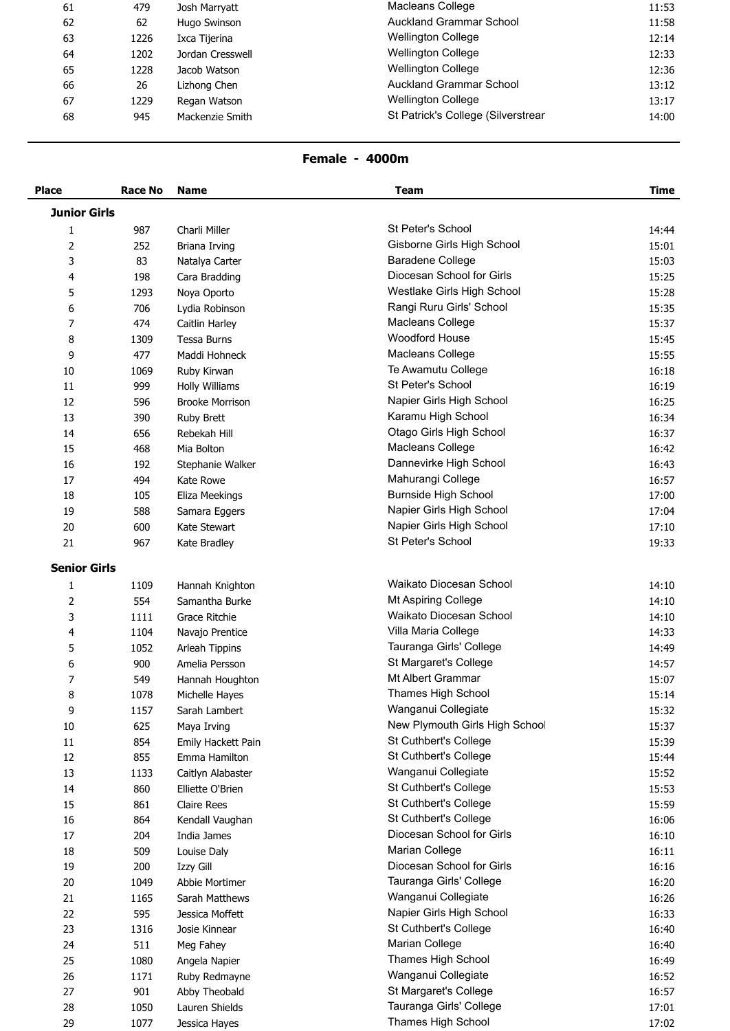| Place | Race No | Name | Team | Time |
|---|---|---|---|---|
| 61 | 479 | Josh Marryatt | Macleans College | 11:53 |
| 62 | 62 | Hugo Swinson | Auckland Grammar School | 11:58 |
| 63 | 1226 | Ixca Tijerina | Wellington College | 12:14 |
| 64 | 1202 | Jordan Cresswell | Wellington College | 12:33 |
| 65 | 1228 | Jacob Watson | Wellington College | 12:36 |
| 66 | 26 | Lizhong Chen | Auckland Grammar School | 13:12 |
| 67 | 1229 | Regan Watson | Wellington College | 13:17 |
| 68 | 945 | Mackenzie Smith | St Patrick's College (Silverstrear | 14:00 |

## Female - 4000m

| Place | Race No | Name | Team | Time |
|---|---|---|---|---|
| **Junior Girls** | | | | |
| 1 | 987 | Charli Miller | St Peter's School | 14:44 |
| 2 | 252 | Briana Irving | Gisborne Girls High School | 15:01 |
| 3 | 83 | Natalya Carter | Baradene College | 15:03 |
| 4 | 198 | Cara Bradding | Diocesan School for Girls | 15:25 |
| 5 | 1293 | Noya Oporto | Westlake Girls High School | 15:28 |
| 6 | 706 | Lydia Robinson | Rangi Ruru Girls' School | 15:35 |
| 7 | 474 | Caitlin Harley | Macleans College | 15:37 |
| 8 | 1309 | Tessa Burns | Woodford House | 15:45 |
| 9 | 477 | Maddi Hohneck | Macleans College | 15:55 |
| 10 | 1069 | Ruby Kirwan | Te Awamutu College | 16:18 |
| 11 | 999 | Holly Williams | St Peter's School | 16:19 |
| 12 | 596 | Brooke Morrison | Napier Girls High School | 16:25 |
| 13 | 390 | Ruby Brett | Karamu High School | 16:34 |
| 14 | 656 | Rebekah Hill | Otago Girls High School | 16:37 |
| 15 | 468 | Mia Bolton | Macleans College | 16:42 |
| 16 | 192 | Stephanie Walker | Dannevirke High School | 16:43 |
| 17 | 494 | Kate Rowe | Mahurangi College | 16:57 |
| 18 | 105 | Eliza Meekings | Burnside High School | 17:00 |
| 19 | 588 | Samara Eggers | Napier Girls High School | 17:04 |
| 20 | 600 | Kate Stewart | Napier Girls High School | 17:10 |
| 21 | 967 | Kate Bradley | St Peter's School | 19:33 |
| **Senior Girls** | | | | |
| 1 | 1109 | Hannah Knighton | Waikato Diocesan School | 14:10 |
| 2 | 554 | Samantha Burke | Mt Aspiring College | 14:10 |
| 3 | 1111 | Grace Ritchie | Waikato Diocesan School | 14:10 |
| 4 | 1104 | Navajo Prentice | Villa Maria College | 14:33 |
| 5 | 1052 | Arleah Tippins | Tauranga Girls' College | 14:49 |
| 6 | 900 | Amelia Persson | St Margaret's College | 14:57 |
| 7 | 549 | Hannah Houghton | Mt Albert Grammar | 15:07 |
| 8 | 1078 | Michelle Hayes | Thames High School | 15:14 |
| 9 | 1157 | Sarah Lambert | Wanganui Collegiate | 15:32 |
| 10 | 625 | Maya Irving | New Plymouth Girls High School | 15:37 |
| 11 | 854 | Emily Hackett Pain | St Cuthbert's College | 15:39 |
| 12 | 855 | Emma Hamilton | St Cuthbert's College | 15:44 |
| 13 | 1133 | Caitlyn Alabaster | Wanganui Collegiate | 15:52 |
| 14 | 860 | Elliette O'Brien | St Cuthbert's College | 15:53 |
| 15 | 861 | Claire Rees | St Cuthbert's College | 15:59 |
| 16 | 864 | Kendall Vaughan | St Cuthbert's College | 16:06 |
| 17 | 204 | India James | Diocesan School for Girls | 16:10 |
| 18 | 509 | Louise Daly | Marian College | 16:11 |
| 19 | 200 | Izzy Gill | Diocesan School for Girls | 16:16 |
| 20 | 1049 | Abbie Mortimer | Tauranga Girls' College | 16:20 |
| 21 | 1165 | Sarah Matthews | Wanganui Collegiate | 16:26 |
| 22 | 595 | Jessica Moffett | Napier Girls High School | 16:33 |
| 23 | 1316 | Josie Kinnear | St Cuthbert's College | 16:40 |
| 24 | 511 | Meg Fahey | Marian College | 16:40 |
| 25 | 1080 | Angela Napier | Thames High School | 16:49 |
| 26 | 1171 | Ruby Redmayne | Wanganui Collegiate | 16:52 |
| 27 | 901 | Abby Theobald | St Margaret's College | 16:57 |
| 28 | 1050 | Lauren Shields | Tauranga Girls' College | 17:01 |
| 29 | 1077 | Jessica Hayes | Thames High School | 17:02 |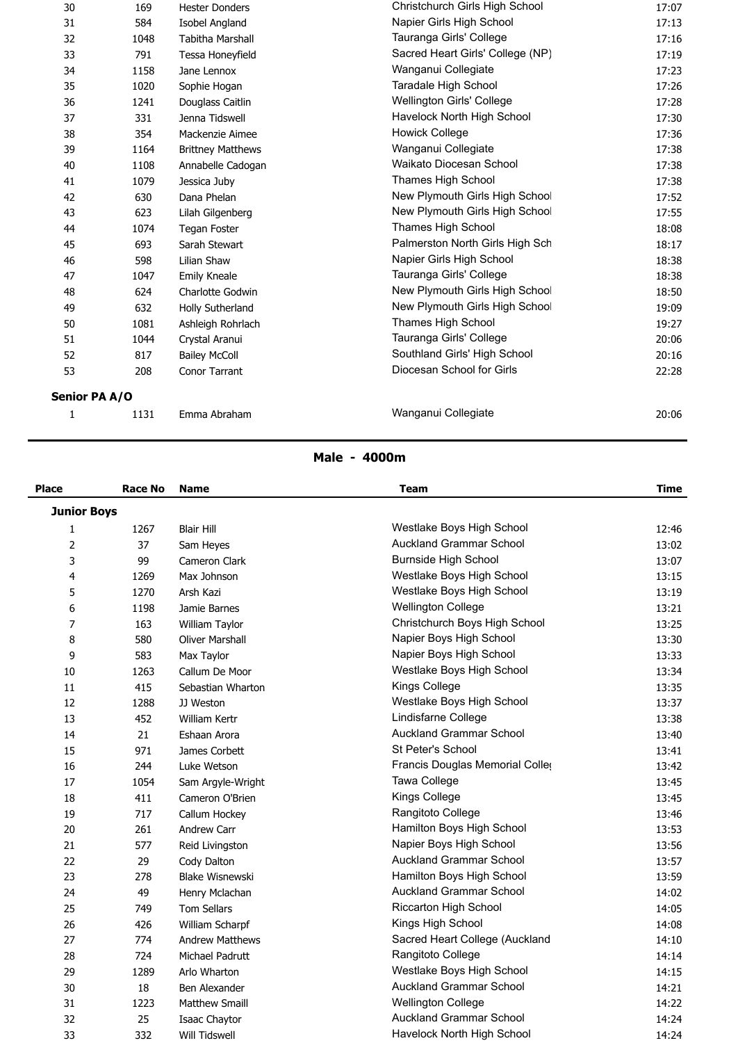| Place | Race No | Name | Team | Time |
|---|---|---|---|---|
| 30 | 169 | Hester Donders | Christchurch Girls High School | 17:07 |
| 31 | 584 | Isobel Angland | Napier Girls High School | 17:13 |
| 32 | 1048 | Tabitha Marshall | Tauranga Girls' College | 17:16 |
| 33 | 791 | Tessa Honeyfield | Sacred Heart Girls' College (NP) | 17:19 |
| 34 | 1158 | Jane Lennox | Wanganui Collegiate | 17:23 |
| 35 | 1020 | Sophie Hogan | Taradale High School | 17:26 |
| 36 | 1241 | Douglass Caitlin | Wellington Girls' College | 17:28 |
| 37 | 331 | Jenna Tidswell | Havelock North High School | 17:30 |
| 38 | 354 | Mackenzie Aimee | Howick College | 17:36 |
| 39 | 1164 | Brittney Matthews | Wanganui Collegiate | 17:38 |
| 40 | 1108 | Annabelle Cadogan | Waikato Diocesan School | 17:38 |
| 41 | 1079 | Jessica Juby | Thames High School | 17:38 |
| 42 | 630 | Dana Phelan | New Plymouth Girls High School | 17:52 |
| 43 | 623 | Lilah Gilgenberg | New Plymouth Girls High School | 17:55 |
| 44 | 1074 | Tegan Foster | Thames High School | 18:08 |
| 45 | 693 | Sarah Stewart | Palmerston North Girls High Sch | 18:17 |
| 46 | 598 | Lilian Shaw | Napier Girls High School | 18:38 |
| 47 | 1047 | Emily Kneale | Tauranga Girls' College | 18:38 |
| 48 | 624 | Charlotte Godwin | New Plymouth Girls High School | 18:50 |
| 49 | 632 | Holly Sutherland | New Plymouth Girls High School | 19:09 |
| 50 | 1081 | Ashleigh Rohrlach | Thames High School | 19:27 |
| 51 | 1044 | Crystal Aranui | Tauranga Girls' College | 20:06 |
| 52 | 817 | Bailey McColl | Southland Girls' High School | 20:16 |
| 53 | 208 | Conor Tarrant | Diocesan School for Girls | 22:28 |

**Senior PA A/O**

| Place | Race No | Name | Team | Time |
|---|---|---|---|---|
| 1 | 1131 | Emma Abraham | Wanganui Collegiate | 20:06 |

## Male - 4000m

**Junior Boys**

| Place | Race No | Name | Team | Time |
|---|---|---|---|---|
| 1 | 1267 | Blair Hill | Westlake Boys High School | 12:46 |
| 2 | 37 | Sam Heyes | Auckland Grammar School | 13:02 |
| 3 | 99 | Cameron Clark | Burnside High School | 13:07 |
| 4 | 1269 | Max Johnson | Westlake Boys High School | 13:15 |
| 5 | 1270 | Arsh Kazi | Westlake Boys High School | 13:19 |
| 6 | 1198 | Jamie Barnes | Wellington College | 13:21 |
| 7 | 163 | William Taylor | Christchurch Boys High School | 13:25 |
| 8 | 580 | Oliver Marshall | Napier Boys High School | 13:30 |
| 9 | 583 | Max Taylor | Napier Boys High School | 13:33 |
| 10 | 1263 | Callum De Moor | Westlake Boys High School | 13:34 |
| 11 | 415 | Sebastian Wharton | Kings College | 13:35 |
| 12 | 1288 | JJ Weston | Westlake Boys High School | 13:37 |
| 13 | 452 | William Kertr | Lindisfarne College | 13:38 |
| 14 | 21 | Eshaan Arora | Auckland Grammar School | 13:40 |
| 15 | 971 | James Corbett | St Peter's School | 13:41 |
| 16 | 244 | Luke Wetson | Francis Douglas Memorial Colleg | 13:42 |
| 17 | 1054 | Sam Argyle-Wright | Tawa College | 13:45 |
| 18 | 411 | Cameron O'Brien | Kings College | 13:45 |
| 19 | 717 | Callum Hockey | Rangitoto College | 13:46 |
| 20 | 261 | Andrew Carr | Hamilton Boys High School | 13:53 |
| 21 | 577 | Reid Livingston | Napier Boys High School | 13:56 |
| 22 | 29 | Cody Dalton | Auckland Grammar School | 13:57 |
| 23 | 278 | Blake Wisnewski | Hamilton Boys High School | 13:59 |
| 24 | 49 | Henry Mclachan | Auckland Grammar School | 14:02 |
| 25 | 749 | Tom Sellars | Riccarton High School | 14:05 |
| 26 | 426 | William Scharpf | Kings High School | 14:08 |
| 27 | 774 | Andrew Matthews | Sacred Heart College (Auckland | 14:10 |
| 28 | 724 | Michael Padrutt | Rangitoto College | 14:14 |
| 29 | 1289 | Arlo Wharton | Westlake Boys High School | 14:15 |
| 30 | 18 | Ben Alexander | Auckland Grammar School | 14:21 |
| 31 | 1223 | Matthew Smaill | Wellington College | 14:22 |
| 32 | 25 | Isaac Chaytor | Auckland Grammar School | 14:24 |
| 33 | 332 | Will Tidswell | Havelock North High School | 14:24 |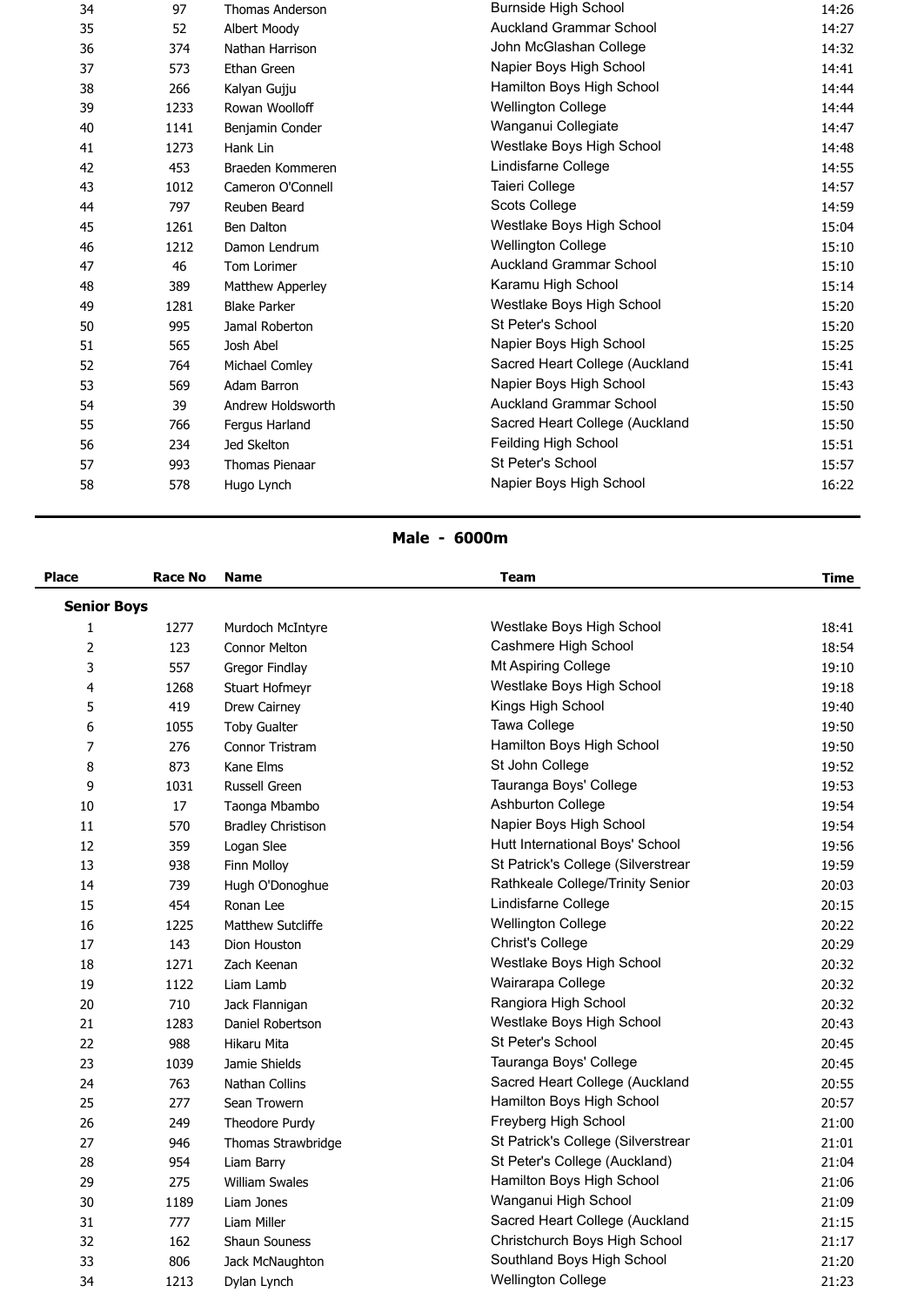| Place | Race No | Name | Team | Time |
|---|---|---|---|---|
| 34 | 97 | Thomas Anderson | Burnside High School | 14:26 |
| 35 | 52 | Albert Moody | Auckland Grammar School | 14:27 |
| 36 | 374 | Nathan Harrison | John McGlashan College | 14:32 |
| 37 | 573 | Ethan Green | Napier Boys High School | 14:41 |
| 38 | 266 | Kalyan Gujju | Hamilton Boys High School | 14:44 |
| 39 | 1233 | Rowan Woolloff | Wellington College | 14:44 |
| 40 | 1141 | Benjamin Conder | Wanganui Collegiate | 14:47 |
| 41 | 1273 | Hank Lin | Westlake Boys High School | 14:48 |
| 42 | 453 | Braeden Kommeren | Lindisfarne College | 14:55 |
| 43 | 1012 | Cameron O'Connell | Taieri College | 14:57 |
| 44 | 797 | Reuben Beard | Scots College | 14:59 |
| 45 | 1261 | Ben Dalton | Westlake Boys High School | 15:04 |
| 46 | 1212 | Damon Lendrum | Wellington College | 15:10 |
| 47 | 46 | Tom Lorimer | Auckland Grammar School | 15:10 |
| 48 | 389 | Matthew Apperley | Karamu High School | 15:14 |
| 49 | 1281 | Blake Parker | Westlake Boys High School | 15:20 |
| 50 | 995 | Jamal Roberton | St Peter's School | 15:20 |
| 51 | 565 | Josh Abel | Napier Boys High School | 15:25 |
| 52 | 764 | Michael Comley | Sacred Heart College (Auckland | 15:41 |
| 53 | 569 | Adam Barron | Napier Boys High School | 15:43 |
| 54 | 39 | Andrew Holdsworth | Auckland Grammar School | 15:50 |
| 55 | 766 | Fergus Harland | Sacred Heart College (Auckland | 15:50 |
| 56 | 234 | Jed Skelton | Feilding High School | 15:51 |
| 57 | 993 | Thomas Pienaar | St Peter's School | 15:57 |
| 58 | 578 | Hugo Lynch | Napier Boys High School | 16:22 |

## Male - 6000m

| Place | Race No | Name | Team | Time |
|---|---|---|---|---|
| **Senior Boys** | | | | |
| 1 | 1277 | Murdoch McIntyre | Westlake Boys High School | 18:41 |
| 2 | 123 | Connor Melton | Cashmere High School | 18:54 |
| 3 | 557 | Gregor Findlay | Mt Aspiring College | 19:10 |
| 4 | 1268 | Stuart Hofmeyr | Westlake Boys High School | 19:18 |
| 5 | 419 | Drew Cairney | Kings High School | 19:40 |
| 6 | 1055 | Toby Gualter | Tawa College | 19:50 |
| 7 | 276 | Connor Tristram | Hamilton Boys High School | 19:50 |
| 8 | 873 | Kane Elms | St John College | 19:52 |
| 9 | 1031 | Russell Green | Tauranga Boys' College | 19:53 |
| 10 | 17 | Taonga Mbambo | Ashburton College | 19:54 |
| 11 | 570 | Bradley Christison | Napier Boys High School | 19:54 |
| 12 | 359 | Logan Slee | Hutt International Boys' School | 19:56 |
| 13 | 938 | Finn Molloy | St Patrick's College (Silverstrear | 19:59 |
| 14 | 739 | Hugh O'Donoghue | Rathkeale College/Trinity Senior | 20:03 |
| 15 | 454 | Ronan Lee | Lindisfarne College | 20:15 |
| 16 | 1225 | Matthew Sutcliffe | Wellington College | 20:22 |
| 17 | 143 | Dion Houston | Christ's College | 20:29 |
| 18 | 1271 | Zach Keenan | Westlake Boys High School | 20:32 |
| 19 | 1122 | Liam Lamb | Wairarapa College | 20:32 |
| 20 | 710 | Jack Flannigan | Rangiora High School | 20:32 |
| 21 | 1283 | Daniel Robertson | Westlake Boys High School | 20:43 |
| 22 | 988 | Hikaru Mita | St Peter's School | 20:45 |
| 23 | 1039 | Jamie Shields | Tauranga Boys' College | 20:45 |
| 24 | 763 | Nathan Collins | Sacred Heart College (Auckland | 20:55 |
| 25 | 277 | Sean Trowern | Hamilton Boys High School | 20:57 |
| 26 | 249 | Theodore Purdy | Freyberg High School | 21:00 |
| 27 | 946 | Thomas Strawbridge | St Patrick's College (Silverstrear | 21:01 |
| 28 | 954 | Liam Barry | St Peter's College (Auckland) | 21:04 |
| 29 | 275 | William Swales | Hamilton Boys High School | 21:06 |
| 30 | 1189 | Liam Jones | Wanganui High School | 21:09 |
| 31 | 777 | Liam Miller | Sacred Heart College (Auckland | 21:15 |
| 32 | 162 | Shaun Souness | Christchurch Boys High School | 21:17 |
| 33 | 806 | Jack McNaughton | Southland Boys High School | 21:20 |
| 34 | 1213 | Dylan Lynch | Wellington College | 21:23 |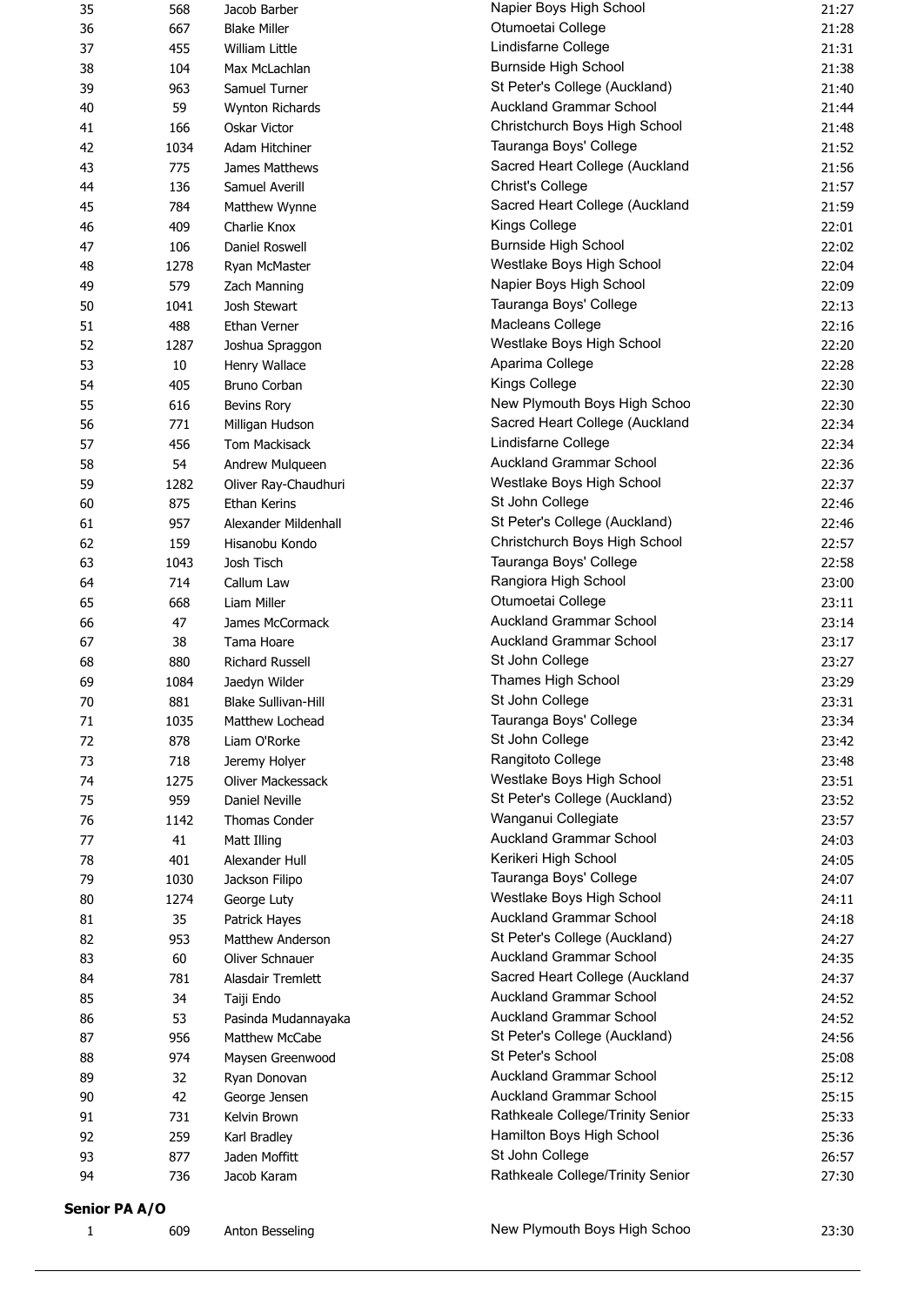| | | | | |
|---|---|---|---|---|
| 35 | 568 | Jacob Barber | Napier Boys High School | 21:27 |
| 36 | 667 | Blake Miller | Otumoetai College | 21:28 |
| 37 | 455 | William Little | Lindisfarne College | 21:31 |
| 38 | 104 | Max McLachlan | Burnside High School | 21:38 |
| 39 | 963 | Samuel Turner | St Peter's College (Auckland) | 21:40 |
| 40 | 59 | Wynton Richards | Auckland Grammar School | 21:44 |
| 41 | 166 | Oskar Victor | Christchurch Boys High School | 21:48 |
| 42 | 1034 | Adam Hitchiner | Tauranga Boys' College | 21:52 |
| 43 | 775 | James Matthews | Sacred Heart College (Auckland | 21:56 |
| 44 | 136 | Samuel Averill | Christ's College | 21:57 |
| 45 | 784 | Matthew Wynne | Sacred Heart College (Auckland | 21:59 |
| 46 | 409 | Charlie Knox | Kings College | 22:01 |
| 47 | 106 | Daniel Roswell | Burnside High School | 22:02 |
| 48 | 1278 | Ryan McMaster | Westlake Boys High School | 22:04 |
| 49 | 579 | Zach Manning | Napier Boys High School | 22:09 |
| 50 | 1041 | Josh Stewart | Tauranga Boys' College | 22:13 |
| 51 | 488 | Ethan Verner | Macleans College | 22:16 |
| 52 | 1287 | Joshua Spraggon | Westlake Boys High School | 22:20 |
| 53 | 10 | Henry Wallace | Aparima College | 22:28 |
| 54 | 405 | Bruno Corban | Kings College | 22:30 |
| 55 | 616 | Bevins Rory | New Plymouth Boys High Schoo | 22:30 |
| 56 | 771 | Milligan Hudson | Sacred Heart College (Auckland | 22:34 |
| 57 | 456 | Tom Mackisack | Lindisfarne College | 22:34 |
| 58 | 54 | Andrew Mulqueen | Auckland Grammar School | 22:36 |
| 59 | 1282 | Oliver Ray-Chaudhuri | Westlake Boys High School | 22:37 |
| 60 | 875 | Ethan Kerins | St John College | 22:46 |
| 61 | 957 | Alexander Mildenhall | St Peter's College (Auckland) | 22:46 |
| 62 | 159 | Hisanobu Kondo | Christchurch Boys High School | 22:57 |
| 63 | 1043 | Josh Tisch | Tauranga Boys' College | 22:58 |
| 64 | 714 | Callum Law | Rangiora High School | 23:00 |
| 65 | 668 | Liam Miller | Otumoetai College | 23:11 |
| 66 | 47 | James McCormack | Auckland Grammar School | 23:14 |
| 67 | 38 | Tama Hoare | Auckland Grammar School | 23:17 |
| 68 | 880 | Richard Russell | St John College | 23:27 |
| 69 | 1084 | Jaedyn Wilder | Thames High School | 23:29 |
| 70 | 881 | Blake Sullivan-Hill | St John College | 23:31 |
| 71 | 1035 | Matthew Lochead | Tauranga Boys' College | 23:34 |
| 72 | 878 | Liam O'Rorke | St John College | 23:42 |
| 73 | 718 | Jeremy Holyer | Rangitoto College | 23:48 |
| 74 | 1275 | Oliver Mackessack | Westlake Boys High School | 23:51 |
| 75 | 959 | Daniel Neville | St Peter's College (Auckland) | 23:52 |
| 76 | 1142 | Thomas Conder | Wanganui Collegiate | 23:57 |
| 77 | 41 | Matt Illing | Auckland Grammar School | 24:03 |
| 78 | 401 | Alexander Hull | Kerikeri High School | 24:05 |
| 79 | 1030 | Jackson Filipo | Tauranga Boys' College | 24:07 |
| 80 | 1274 | George Luty | Westlake Boys High School | 24:11 |
| 81 | 35 | Patrick Hayes | Auckland Grammar School | 24:18 |
| 82 | 953 | Matthew Anderson | St Peter's College (Auckland) | 24:27 |
| 83 | 60 | Oliver Schnauer | Auckland Grammar School | 24:35 |
| 84 | 781 | Alasdair Tremlett | Sacred Heart College (Auckland | 24:37 |
| 85 | 34 | Taiji Endo | Auckland Grammar School | 24:52 |
| 86 | 53 | Pasinda Mudannayaka | Auckland Grammar School | 24:52 |
| 87 | 956 | Matthew McCabe | St Peter's College (Auckland) | 24:56 |
| 88 | 974 | Maysen Greenwood | St Peter's School | 25:08 |
| 89 | 32 | Ryan Donovan | Auckland Grammar School | 25:12 |
| 90 | 42 | George Jensen | Auckland Grammar School | 25:15 |
| 91 | 731 | Kelvin Brown | Rathkeale College/Trinity Senior | 25:33 |
| 92 | 259 | Karl Bradley | Hamilton Boys High School | 25:36 |
| 93 | 877 | Jaden Moffitt | St John College | 26:57 |
| 94 | 736 | Jacob Karam | Rathkeale College/Trinity Senior | 27:30 |

**Senior PA A/O**

| | | | | |
|---|---|---|---|---|
| 1 | 609 | Anton Besseling | New Plymouth Boys High Schoo | 23:30 |